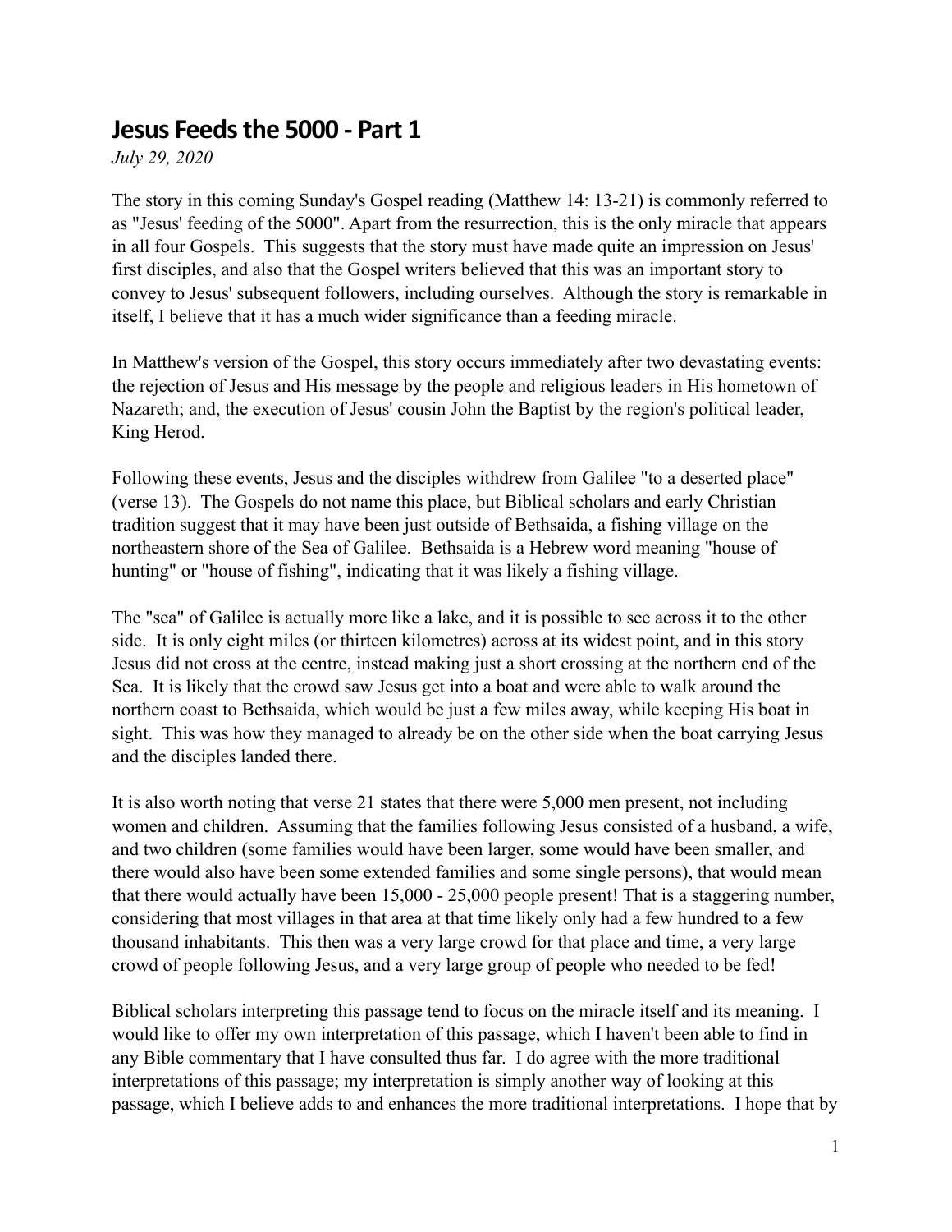# Jesus Feeds the 5000 - Part 1

*July 29, 2020*

The story in this coming Sunday's Gospel reading (Matthew 14: 13-21) is commonly referred to as "Jesus' feeding of the 5000". Apart from the resurrection, this is the only miracle that appears in all four Gospels. This suggests that the story must have made quite an impression on Jesus' first disciples, and also that the Gospel writers believed that this was an important story to convey to Jesus' subsequent followers, including ourselves. Although the story is remarkable in itself, I believe that it has a much wider significance than a feeding miracle.

In Matthew's version of the Gospel, this story occurs immediately after two devastating events: the rejection of Jesus and His message by the people and religious leaders in His hometown of Nazareth; and, the execution of Jesus' cousin John the Baptist by the region's political leader, King Herod.

Following these events, Jesus and the disciples withdrew from Galilee "to a deserted place" (verse 13). The Gospels do not name this place, but Biblical scholars and early Christian tradition suggest that it may have been just outside of Bethsaida, a fishing village on the northeastern shore of the Sea of Galilee. Bethsaida is a Hebrew word meaning "house of hunting" or "house of fishing", indicating that it was likely a fishing village.

The "sea" of Galilee is actually more like a lake, and it is possible to see across it to the other side. It is only eight miles (or thirteen kilometres) across at its widest point, and in this story Jesus did not cross at the centre, instead making just a short crossing at the northern end of the Sea. It is likely that the crowd saw Jesus get into a boat and were able to walk around the northern coast to Bethsaida, which would be just a few miles away, while keeping His boat in sight. This was how they managed to already be on the other side when the boat carrying Jesus and the disciples landed there.

It is also worth noting that verse 21 states that there were 5,000 men present, not including women and children. Assuming that the families following Jesus consisted of a husband, a wife, and two children (some families would have been larger, some would have been smaller, and there would also have been some extended families and some single persons), that would mean that there would actually have been 15,000 - 25,000 people present! That is a staggering number, considering that most villages in that area at that time likely only had a few hundred to a few thousand inhabitants. This then was a very large crowd for that place and time, a very large crowd of people following Jesus, and a very large group of people who needed to be fed!

Biblical scholars interpreting this passage tend to focus on the miracle itself and its meaning. I would like to offer my own interpretation of this passage, which I haven't been able to find in any Bible commentary that I have consulted thus far. I do agree with the more traditional interpretations of this passage; my interpretation is simply another way of looking at this passage, which I believe adds to and enhances the more traditional interpretations. I hope that by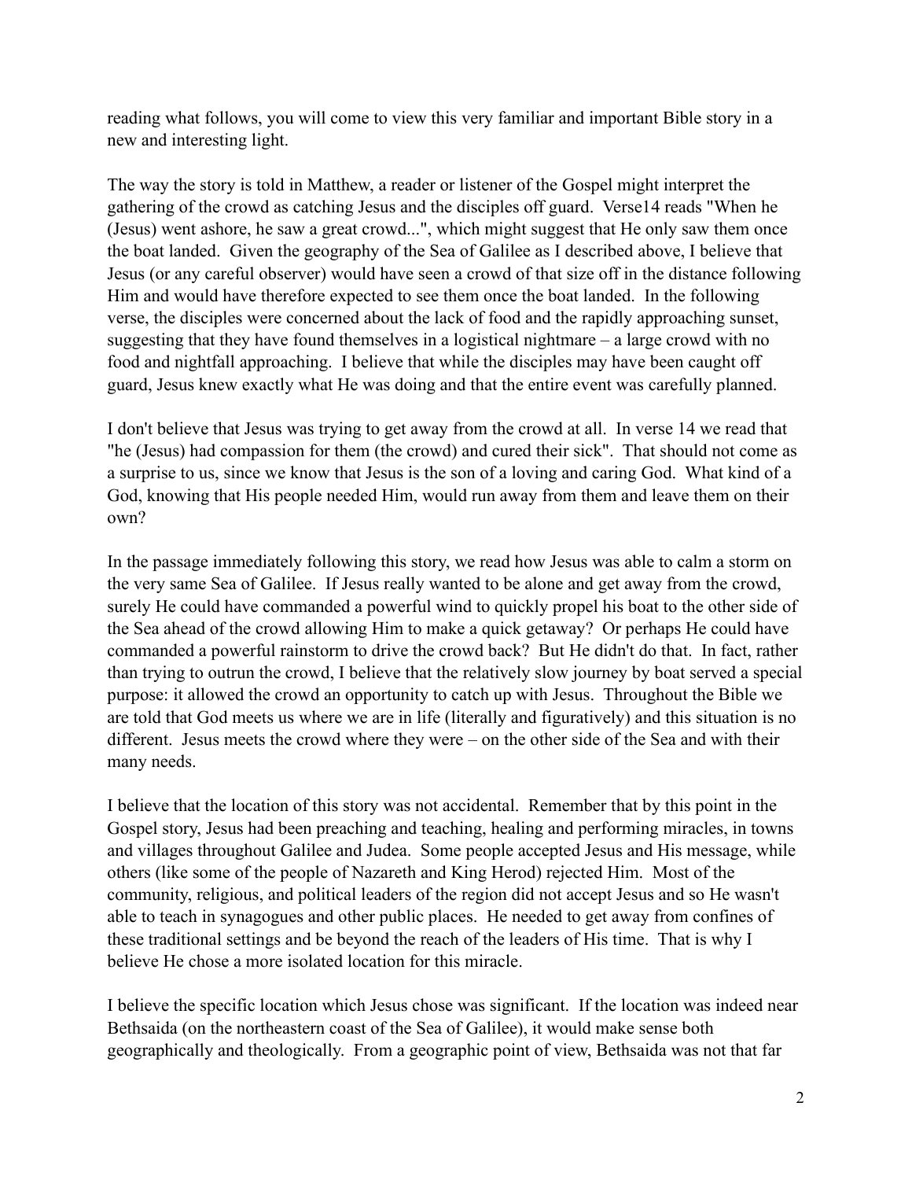reading what follows, you will come to view this very familiar and important Bible story in a new and interesting light.

The way the story is told in Matthew, a reader or listener of the Gospel might interpret the gathering of the crowd as catching Jesus and the disciples off guard. Verse14 reads "When he (Jesus) went ashore, he saw a great crowd...", which might suggest that He only saw them once the boat landed. Given the geography of the Sea of Galilee as I described above, I believe that Jesus (or any careful observer) would have seen a crowd of that size off in the distance following Him and would have therefore expected to see them once the boat landed. In the following verse, the disciples were concerned about the lack of food and the rapidly approaching sunset, suggesting that they have found themselves in a logistical nightmare – a large crowd with no food and nightfall approaching. I believe that while the disciples may have been caught off guard, Jesus knew exactly what He was doing and that the entire event was carefully planned.

I don't believe that Jesus was trying to get away from the crowd at all. In verse 14 we read that "he (Jesus) had compassion for them (the crowd) and cured their sick". That should not come as a surprise to us, since we know that Jesus is the son of a loving and caring God. What kind of a God, knowing that His people needed Him, would run away from them and leave them on their own?

In the passage immediately following this story, we read how Jesus was able to calm a storm on the very same Sea of Galilee. If Jesus really wanted to be alone and get away from the crowd, surely He could have commanded a powerful wind to quickly propel his boat to the other side of the Sea ahead of the crowd allowing Him to make a quick getaway? Or perhaps He could have commanded a powerful rainstorm to drive the crowd back? But He didn't do that. In fact, rather than trying to outrun the crowd, I believe that the relatively slow journey by boat served a special purpose: it allowed the crowd an opportunity to catch up with Jesus. Throughout the Bible we are told that God meets us where we are in life (literally and figuratively) and this situation is no different. Jesus meets the crowd where they were – on the other side of the Sea and with their many needs.

I believe that the location of this story was not accidental. Remember that by this point in the Gospel story, Jesus had been preaching and teaching, healing and performing miracles, in towns and villages throughout Galilee and Judea. Some people accepted Jesus and His message, while others (like some of the people of Nazareth and King Herod) rejected Him. Most of the community, religious, and political leaders of the region did not accept Jesus and so He wasn't able to teach in synagogues and other public places. He needed to get away from confines of these traditional settings and be beyond the reach of the leaders of His time. That is why I believe He chose a more isolated location for this miracle.

I believe the specific location which Jesus chose was significant. If the location was indeed near Bethsaida (on the northeastern coast of the Sea of Galilee), it would make sense both geographically and theologically. From a geographic point of view, Bethsaida was not that far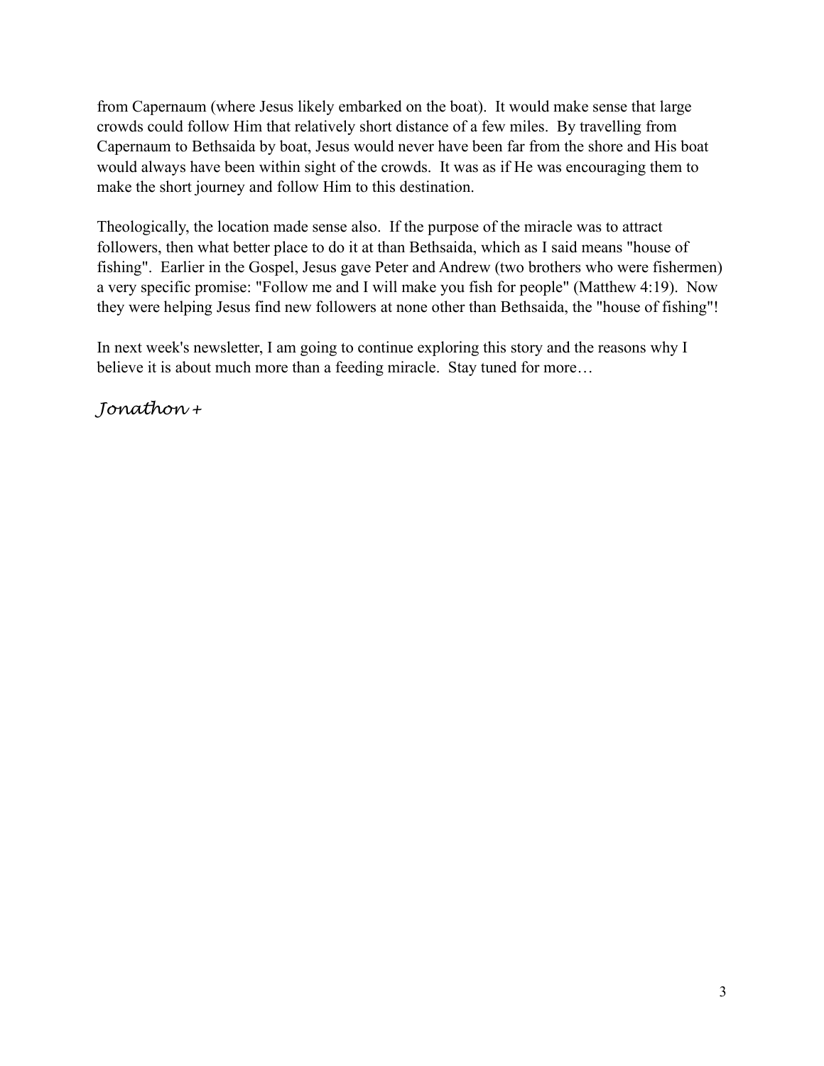from Capernaum (where Jesus likely embarked on the boat). It would make sense that large crowds could follow Him that relatively short distance of a few miles. By travelling from Capernaum to Bethsaida by boat, Jesus would never have been far from the shore and His boat would always have been within sight of the crowds. It was as if He was encouraging them to make the short journey and follow Him to this destination.

Theologically, the location made sense also. If the purpose of the miracle was to attract followers, then what better place to do it at than Bethsaida, which as I said means "house of fishing". Earlier in the Gospel, Jesus gave Peter and Andrew (two brothers who were fishermen) a very specific promise: "Follow me and I will make you fish for people" (Matthew 4:19). Now they were helping Jesus find new followers at none other than Bethsaida, the "house of fishing"!

In next week's newsletter, I am going to continue exploring this story and the reasons why I believe it is about much more than a feeding miracle. Stay tuned for more…

*Jonathon +*